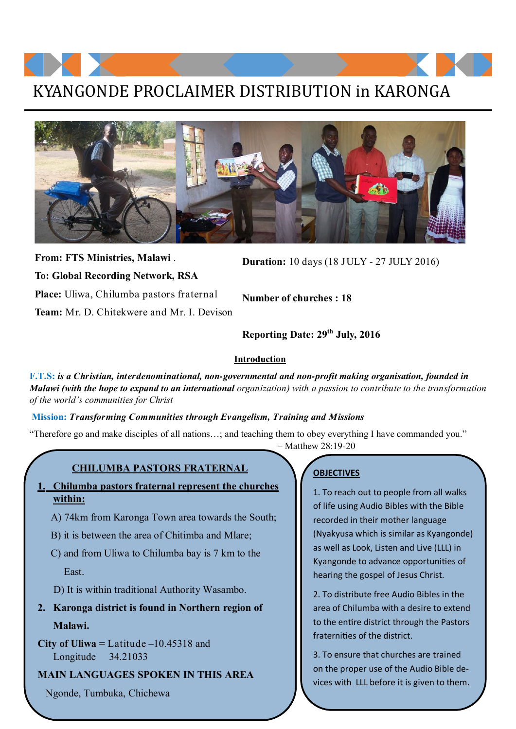# KYANGONDE PROCLAIMER DISTRIBUTION in KARONGA

**From: FTS Ministries, Malawi** .

**To: Global Recording Network, RSA**

**Place:** Uliwa, Chilumba pastors fraternal

**Team:** Mr. D. Chitekwere and Mr. I. Devison

**Duration:** 10 days (18 JULY - 27 JULY 2016)

**Number of churches : 18**

**Reporting Date: 29th July, 2016**

## Introduction

**F.T.S:** ***is a Christian, interdenominational, non-governmental and non-profit making organisation, founded in Malawi (with the hope to expand to an international*** *organization) with a passion to contribute to the transformation of the world's communities for Christ*

**Mission:** ***Transforming Communities through Evangelism, Training and Missions***

"Therefore go and make disciples of all nations…; and teaching them to obey everything I have commanded you."
– Matthew 28:19-20

## CHILUMBA PASTORS FRATERNAL

1. **Chilumba pastors fraternal represent the churches within:**

   A) 74km from Karonga Town area towards the South;

   B) it is between the area of Chitimba and Mlare;

   C) and from Uliwa to Chilumba bay is 7 km to the East.

   D) It is within traditional Authority Wasambo.

2. **Karonga district is found in Northern region of Malawi.**

**City of Uliwa =** Latitude –10.45318 and Longitude 34.21033

**MAIN LANGUAGES SPOKEN IN THIS AREA**

Ngonde, Tumbuka, Chichewa

## OBJECTIVES

1. To reach out to people from all walks of life using Audio Bibles with the Bible recorded in their mother language (Nyakyusa which is similar as Kyangonde) as well as Look, Listen and Live (LLL) in Kyangonde to advance opportunities of hearing the gospel of Jesus Christ.

2. To distribute free Audio Bibles in the area of Chilumba with a desire to extend to the entire district through the Pastors fraternities of the district.

3. To ensure that churches are trained on the proper use of the Audio Bible devices with LLL before it is given to them.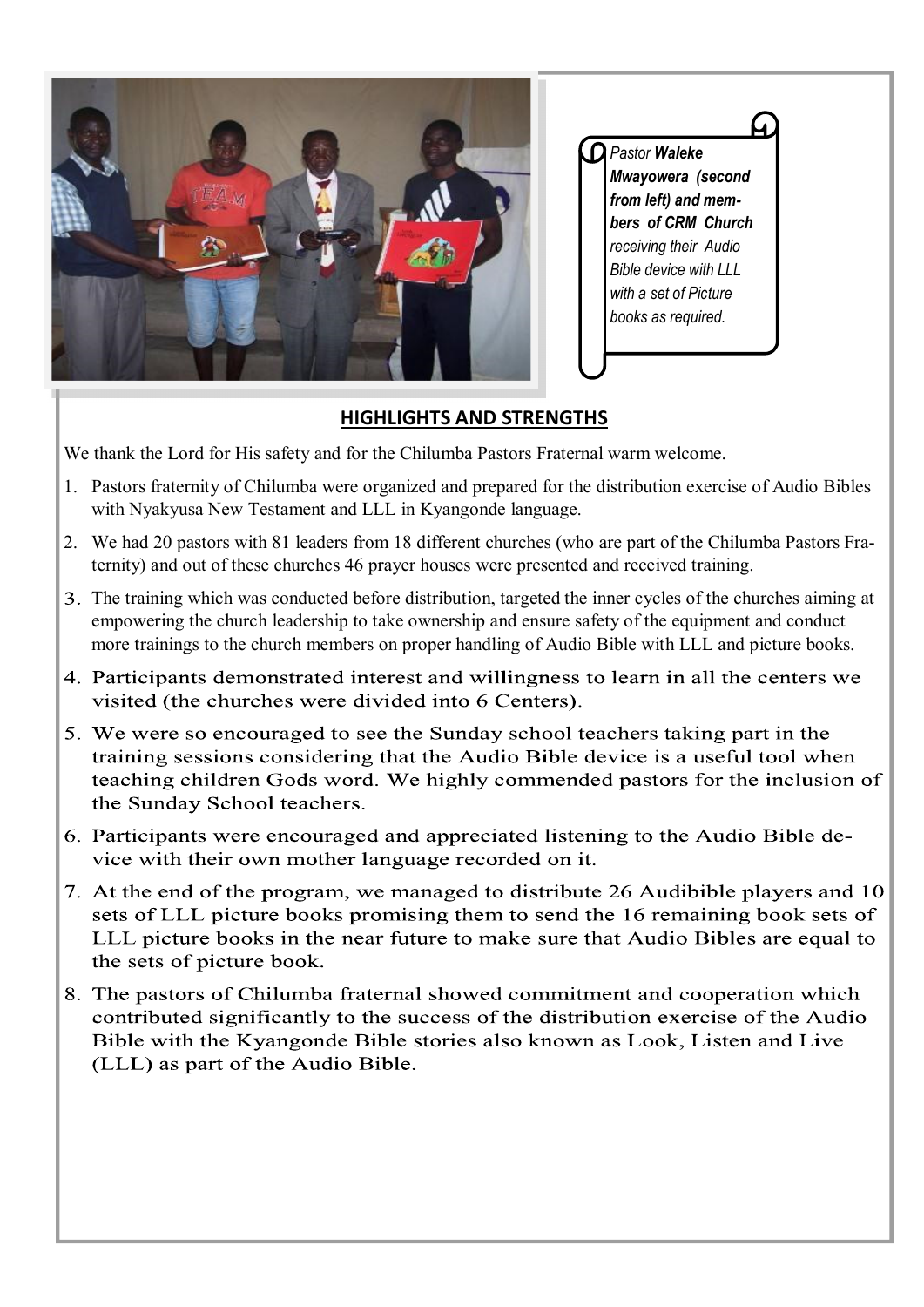*Pastor **Waleke Mwayowera (second from left) and members of CRM Church** receiving their Audio Bible device with LLL with a set of Picture books as required.*

## HIGHLIGHTS AND STRENGTHS

We thank the Lord for His safety and for the Chilumba Pastors Fraternal warm welcome.

1. Pastors fraternity of Chilumba were organized and prepared for the distribution exercise of Audio Bibles with Nyakyusa New Testament and LLL in Kyangonde language.
2. We had 20 pastors with 81 leaders from 18 different churches (who are part of the Chilumba Pastors Fraternity) and out of these churches 46 prayer houses were presented and received training.
3. The training which was conducted before distribution, targeted the inner cycles of the churches aiming at empowering the church leadership to take ownership and ensure safety of the equipment and conduct more trainings to the church members on proper handling of Audio Bible with LLL and picture books.
4. Participants demonstrated interest and willingness to learn in all the centers we visited (the churches were divided into 6 Centers).
5. We were so encouraged to see the Sunday school teachers taking part in the training sessions considering that the Audio Bible device is a useful tool when teaching children Gods word. We highly commended pastors for the inclusion of the Sunday School teachers.
6. Participants were encouraged and appreciated listening to the Audio Bible device with their own mother language recorded on it.
7. At the end of the program, we managed to distribute 26 Audibible players and 10 sets of LLL picture books promising them to send the 16 remaining book sets of LLL picture books in the near future to make sure that Audio Bibles are equal to the sets of picture book.
8. The pastors of Chilumba fraternal showed commitment and cooperation which contributed significantly to the success of the distribution exercise of the Audio Bible with the Kyangonde Bible stories also known as Look, Listen and Live (LLL) as part of the Audio Bible.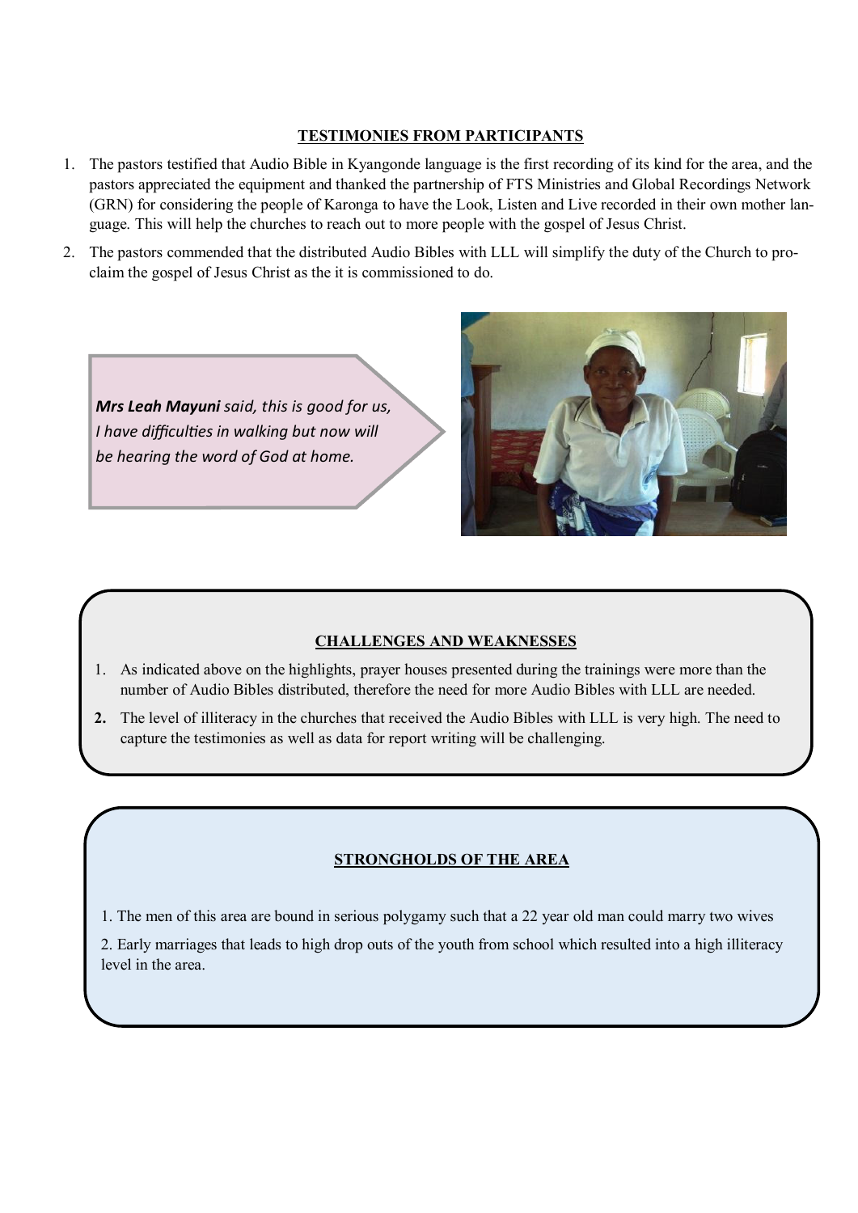## TESTIMONIES FROM PARTICIPANTS

1. The pastors testified that Audio Bible in Kyangonde language is the first recording of its kind for the area, and the pastors appreciated the equipment and thanked the partnership of FTS Ministries and Global Recordings Network (GRN) for considering the people of Karonga to have the Look, Listen and Live recorded in their own mother language. This will help the churches to reach out to more people with the gospel of Jesus Christ.
2. The pastors commended that the distributed Audio Bibles with LLL will simplify the duty of the Church to proclaim the gospel of Jesus Christ as the it is commissioned to do.

***Mrs Leah Mayuni*** *said, this is good for us, I have difficulties in walking but now will be hearing the word of God at home.*

## CHALLENGES AND WEAKNESSES

1. As indicated above on the highlights, prayer houses presented during the trainings were more than the number of Audio Bibles distributed, therefore the need for more Audio Bibles with LLL are needed.
2. The level of illiteracy in the churches that received the Audio Bibles with LLL is very high. The need to capture the testimonies as well as data for report writing will be challenging.

## STRONGHOLDS OF THE AREA

1. The men of this area are bound in serious polygamy such that a 22 year old man could marry two wives
2. Early marriages that leads to high drop outs of the youth from school which resulted into a high illiteracy level in the area.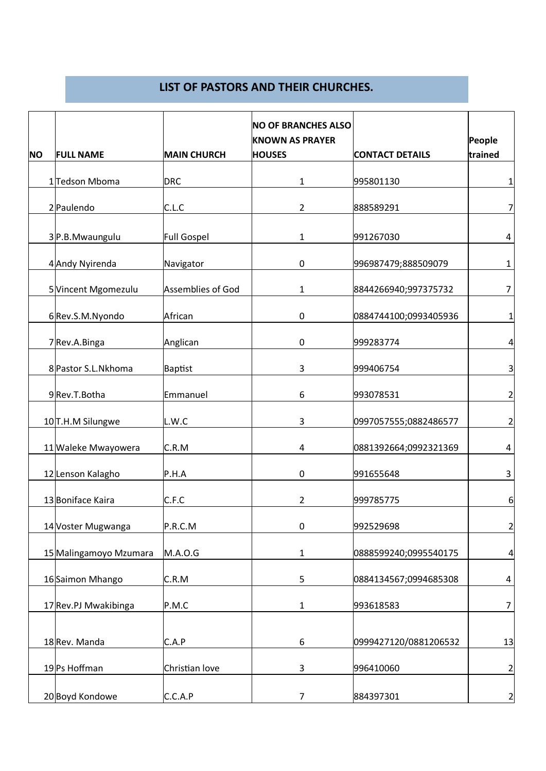## LIST OF PASTORS AND THEIR CHURCHES.

| NO | FULL NAME | MAIN CHURCH | NO OF BRANCHES ALSO KNOWN AS PRAYER HOUSES | CONTACT DETAILS | People trained |
|---|---|---|---|---|---|
| 1 | Tedson Mboma | DRC | 1 | 995801130 | 1 |
| 2 | Paulendo | C.L.C | 2 | 888589291 | 7 |
| 3 | P.B.Mwaungulu | Full Gospel | 1 | 991267030 | 4 |
| 4 | Andy Nyirenda | Navigator | 0 | 996987479;888509079 | 1 |
| 5 | Vincent Mgomezulu | Assemblies of God | 1 | 8844266940;997375732 | 7 |
| 6 | Rev.S.M.Nyondo | African | 0 | 0884744100;0993405936 | 1 |
| 7 | Rev.A.Binga | Anglican | 0 | 999283774 | 4 |
| 8 | Pastor S.L.Nkhoma | Baptist | 3 | 999406754 | 3 |
| 9 | Rev.T.Botha | Emmanuel | 6 | 993078531 | 2 |
| 10 | T.H.M Silungwe | L.W.C | 3 | 0997057555;0882486577 | 2 |
| 11 | Waleke Mwayowera | C.R.M | 4 | 0881392664;0992321369 | 4 |
| 12 | Lenson Kalagho | P.H.A | 0 | 991655648 | 3 |
| 13 | Boniface Kaira | C.F.C | 2 | 999785775 | 6 |
| 14 | Voster Mugwanga | P.R.C.M | 0 | 992529698 | 2 |
| 15 | Malingamoyo Mzumara | M.A.O.G | 1 | 0888599240;0995540175 | 4 |
| 16 | Saimon Mhango | C.R.M | 5 | 0884134567;0994685308 | 4 |
| 17 | Rev.PJ Mwakibinga | P.M.C | 1 | 993618583 | 7 |
| 18 | Rev. Manda | C.A.P | 6 | 0999427120/0881206532 | 13 |
| 19 | Ps Hoffman | Christian love | 3 | 996410060 | 2 |
| 20 | Boyd Kondowe | C.C.A.P | 7 | 884397301 | 2 |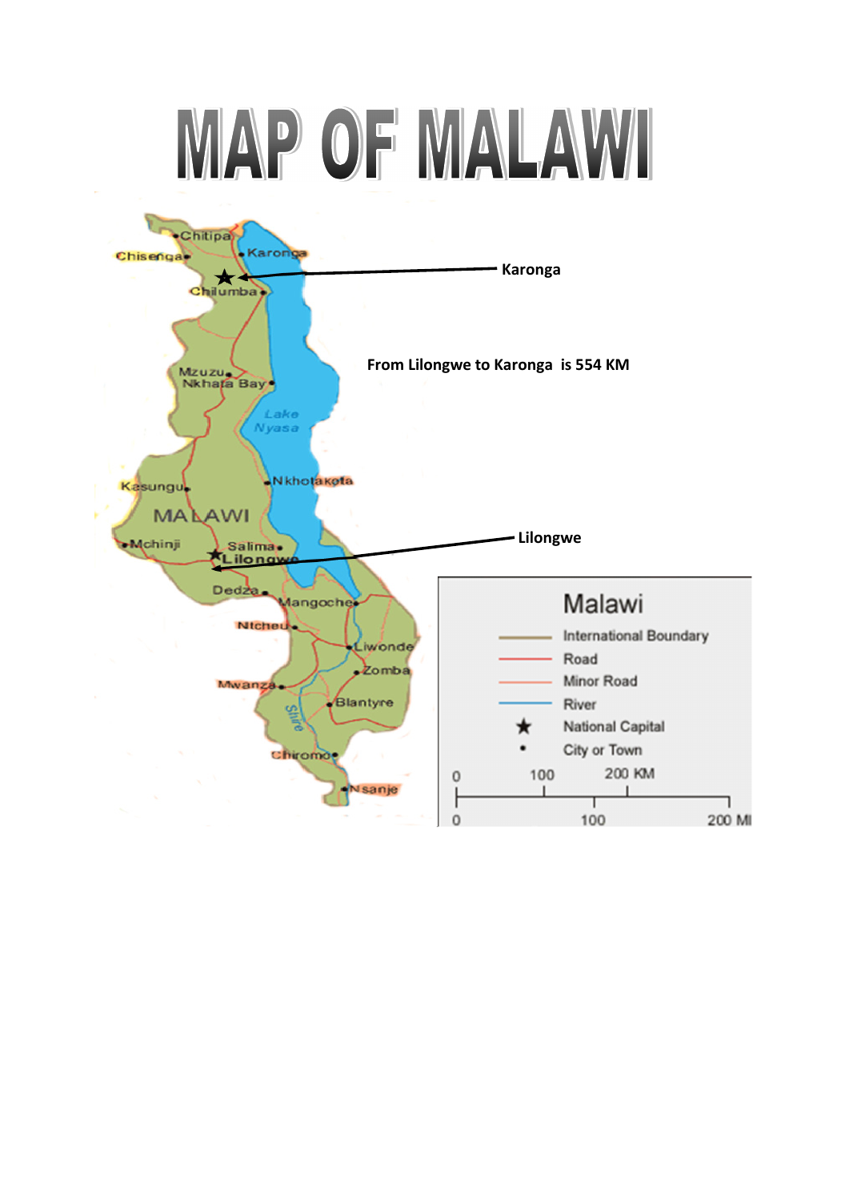# MAP OF MALAWI

Karonga

From Lilongwe to Karonga is 554 KM

Lilongwe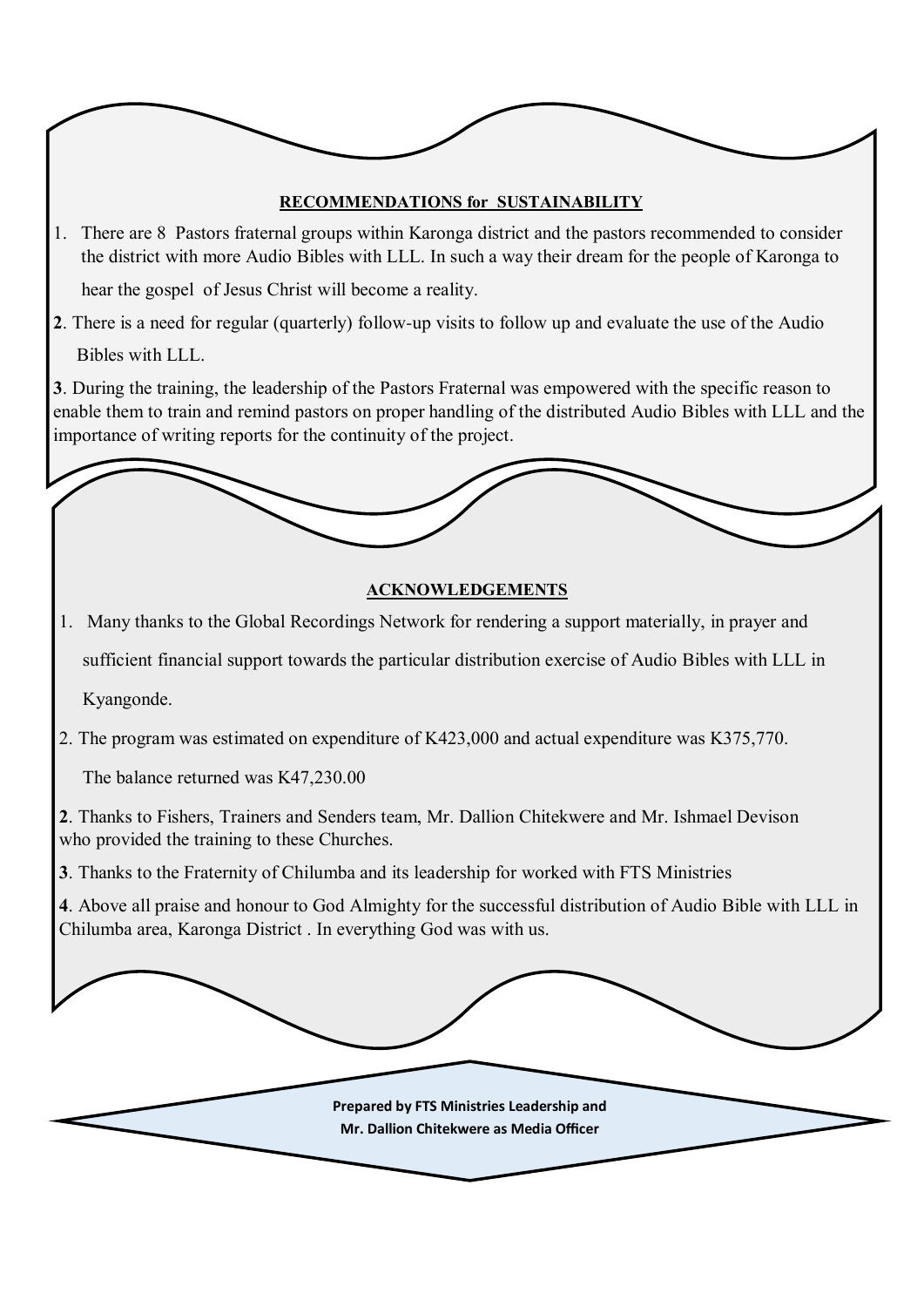**RECOMMENDATIONS for SUSTAINABILITY**

1. There are 8 Pastors fraternal groups within Karonga district and the pastors recommended to consider the district with more Audio Bibles with LLL. In such a way their dream for the people of Karonga to hear the gospel of Jesus Christ will become a reality.

**2**. There is a need for regular (quarterly) follow-up visits to follow up and evaluate the use of the Audio Bibles with LLL.

**3**. During the training, the leadership of the Pastors Fraternal was empowered with the specific reason to enable them to train and remind pastors on proper handling of the distributed Audio Bibles with LLL and the importance of writing reports for the continuity of the project.

**ACKNOWLEDGEMENTS**

1. Many thanks to the Global Recordings Network for rendering a support materially, in prayer and sufficient financial support towards the particular distribution exercise of Audio Bibles with LLL in Kyangonde.

2. The program was estimated on expenditure of K423,000 and actual expenditure was K375,770.

   The balance returned was K47,230.00

**2**. Thanks to Fishers, Trainers and Senders team, Mr. Dallion Chitekwere and Mr. Ishmael Devison who provided the training to these Churches.

**3**. Thanks to the Fraternity of Chilumba and its leadership for worked with FTS Ministries

**4**. Above all praise and honour to God Almighty for the successful distribution of Audio Bible with LLL in Chilumba area, Karonga District . In everything God was with us.

**Prepared by FTS Ministries Leadership and**
**Mr. Dallion Chitekwere as Media Officer**